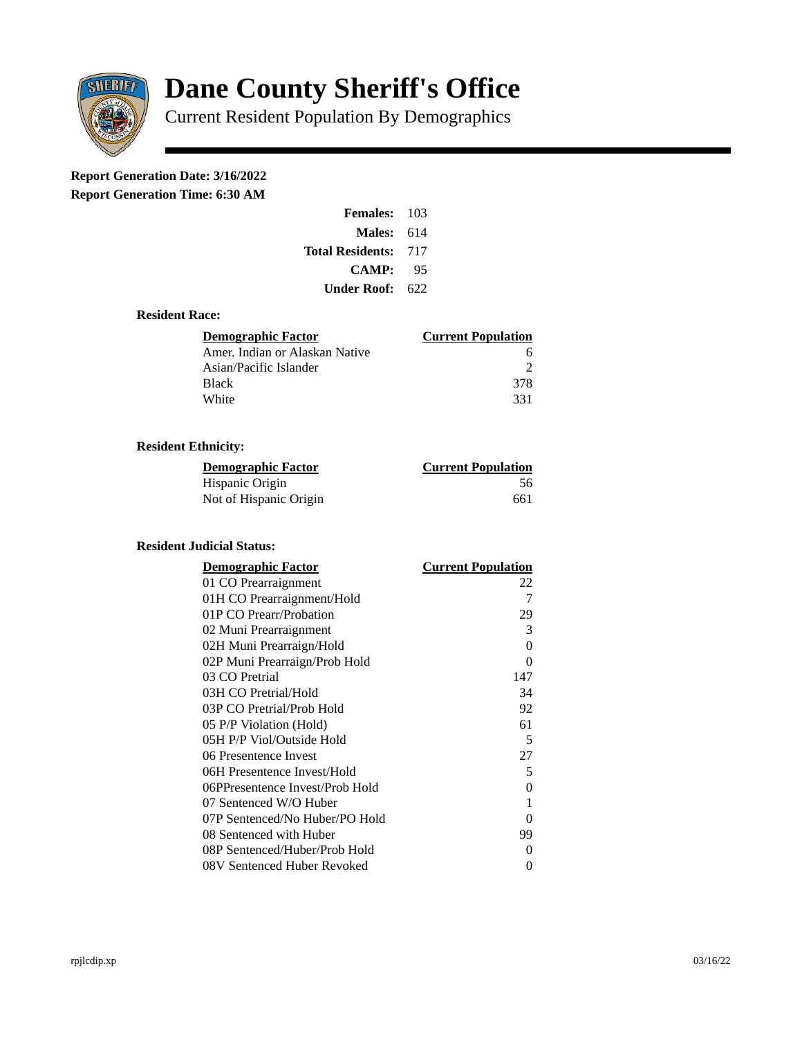# Dane County Sheriff's Office

Current Resident Population By Demographics

**Report Generation Date: 3/16/2022**

**Report Generation Time: 6:30 AM**

| | |
|---|---|
| **Females:** | 103 |
| **Males:** | 614 |
| **Total Residents:** | 717 |
| **CAMP:** | 95 |
| **Under Roof:** | 622 |

### Resident Race:

| Demographic Factor | Current Population |
|---|---|
| Amer. Indian or Alaskan Native | 6 |
| Asian/Pacific Islander | 2 |
| Black | 378 |
| White | 331 |

### Resident Ethnicity:

| Demographic Factor | Current Population |
|---|---|
| Hispanic Origin | 56 |
| Not of Hispanic Origin | 661 |

### Resident Judicial Status:

| Demographic Factor | Current Population |
|---|---|
| 01 CO Prearraignment | 22 |
| 01H CO Prearraignment/Hold | 7 |
| 01P CO Prearr/Probation | 29 |
| 02 Muni Prearraignment | 3 |
| 02H Muni Prearraign/Hold | 0 |
| 02P Muni Prearraign/Prob Hold | 0 |
| 03 CO Pretrial | 147 |
| 03H CO Pretrial/Hold | 34 |
| 03P CO Pretrial/Prob Hold | 92 |
| 05 P/P Violation (Hold) | 61 |
| 05H P/P Viol/Outside Hold | 5 |
| 06 Presentence Invest | 27 |
| 06H Presentence Invest/Hold | 5 |
| 06PPresentence Invest/Prob Hold | 0 |
| 07 Sentenced W/O Huber | 1 |
| 07P Sentenced/No Huber/PO Hold | 0 |
| 08 Sentenced with Huber | 99 |
| 08P Sentenced/Huber/Prob Hold | 0 |
| 08V Sentenced Huber Revoked | 0 |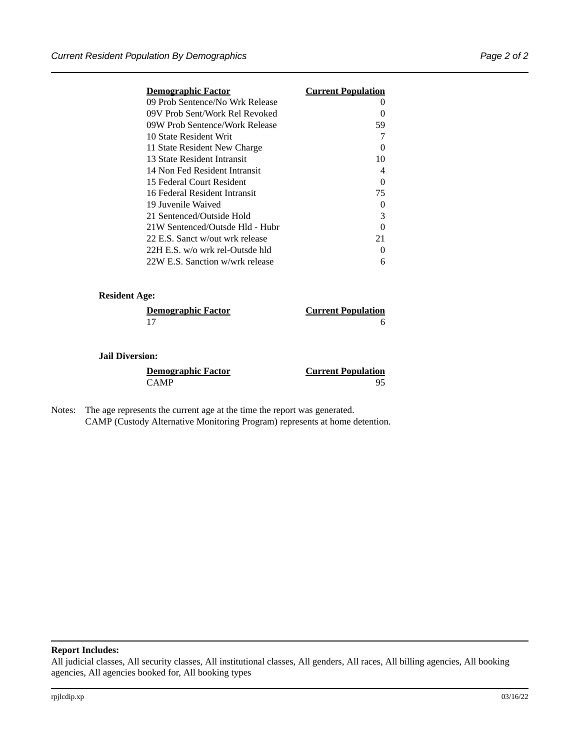| Demographic Factor | Current Population |
|---|---|
| 09 Prob Sentence/No Wrk Release | 0 |
| 09V Prob Sent/Work Rel Revoked | 0 |
| 09W Prob Sentence/Work Release | 59 |
| 10 State Resident Writ | 7 |
| 11 State Resident New Charge | 0 |
| 13 State Resident Intransit | 10 |
| 14 Non Fed Resident Intransit | 4 |
| 15 Federal Court Resident | 0 |
| 16 Federal Resident Intransit | 75 |
| 19 Juvenile Waived | 0 |
| 21 Sentenced/Outside Hold | 3 |
| 21W Sentenced/Outsde Hld - Hubr | 0 |
| 22 E.S. Sanct w/out wrk release | 21 |
| 22H E.S. w/o wrk rel-Outsde hld | 0 |
| 22W E.S. Sanction w/wrk release | 6 |

**Resident Age:**

| Demographic Factor | Current Population |
|---|---|
| 17 | 6 |

**Jail Diversion:**

| Demographic Factor | Current Population |
|---|---|
| CAMP | 95 |

Notes: The age represents the current age at the time the report was generated.
CAMP (Custody Alternative Monitoring Program) represents at home detention.

**Report Includes:**

All judicial classes, All security classes, All institutional classes, All genders, All races, All billing agencies, All booking agencies, All agencies booked for, All booking types

rpjlcdip.xp 03/16/22